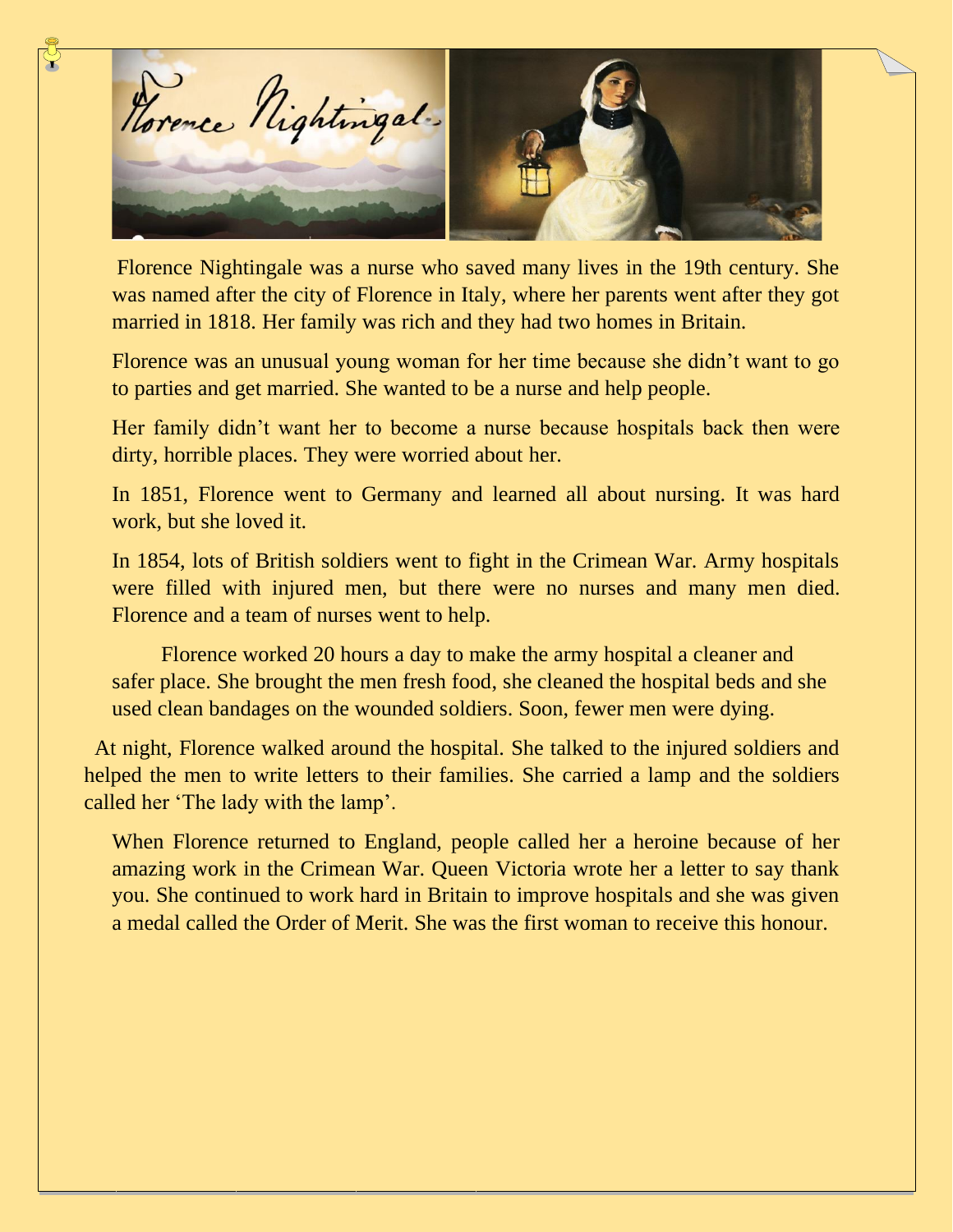Florence Nightingale was a nurse who saved many lives in the 19th century. She was named after the city of Florence in Italy, where her parents went after they got married in 1818. Her family was rich and they had two homes in Britain.

Florence was an unusual young woman for her time because she didn't want to go to parties and get married. She wanted to be a nurse and help people.

Her family didn't want her to become a nurse because hospitals back then were dirty, horrible places. They were worried about her.

In 1851, Florence went to Germany and learned all about nursing. It was hard work, but she loved it.

In 1854, lots of British soldiers went to fight in the Crimean War. Army hospitals were filled with injured men, but there were no nurses and many men died. Florence and a team of nurses went to help.

Florence worked 20 hours a day to make the army hospital a cleaner and safer place. She brought the men fresh food, she cleaned the hospital beds and she used clean bandages on the wounded soldiers. Soon, fewer men were dying.

At night, Florence walked around the hospital. She talked to the injured soldiers and helped the men to write letters to their families. She carried a lamp and the soldiers called her 'The lady with the lamp'.

When Florence returned to England, people called her a heroine because of her amazing work in the Crimean War. Queen Victoria wrote her a letter to say thank you. She continued to work hard in Britain to improve hospitals and she was given a medal called the Order of Merit. She was the first woman to receive this honour.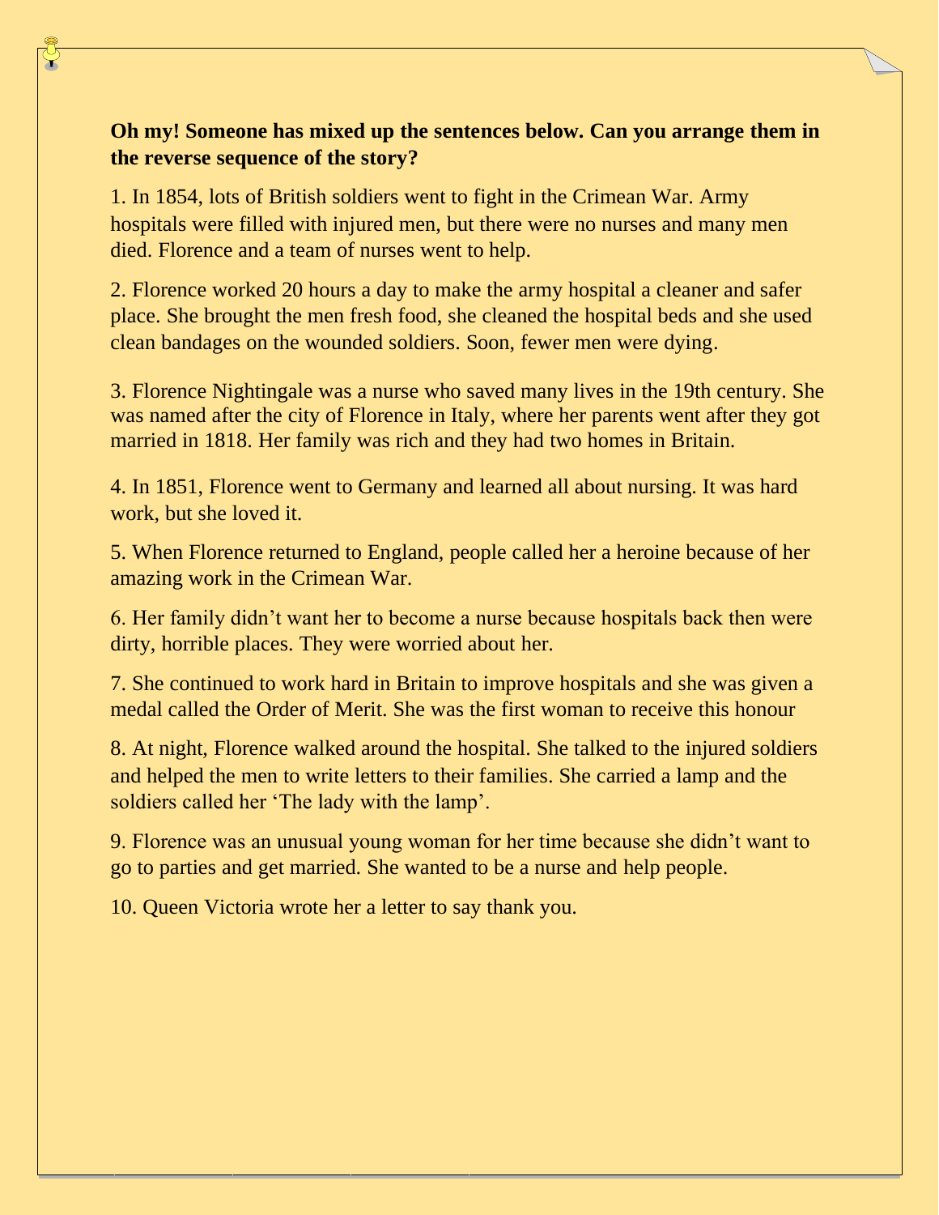**Oh my! Someone has mixed up the sentences below. Can you arrange them in the reverse sequence of the story?**

1. In 1854, lots of British soldiers went to fight in the Crimean War. Army hospitals were filled with injured men, but there were no nurses and many men died. Florence and a team of nurses went to help.

2. Florence worked 20 hours a day to make the army hospital a cleaner and safer place. She brought the men fresh food, she cleaned the hospital beds and she used clean bandages on the wounded soldiers. Soon, fewer men were dying.

3. Florence Nightingale was a nurse who saved many lives in the 19th century. She was named after the city of Florence in Italy, where her parents went after they got married in 1818. Her family was rich and they had two homes in Britain.

4. In 1851, Florence went to Germany and learned all about nursing. It was hard work, but she loved it.

5. When Florence returned to England, people called her a heroine because of her amazing work in the Crimean War.

6. Her family didn't want her to become a nurse because hospitals back then were dirty, horrible places. They were worried about her.

7. She continued to work hard in Britain to improve hospitals and she was given a medal called the Order of Merit. She was the first woman to receive this honour

8. At night, Florence walked around the hospital. She talked to the injured soldiers and helped the men to write letters to their families. She carried a lamp and the soldiers called her 'The lady with the lamp'.

9. Florence was an unusual young woman for her time because she didn't want to go to parties and get married. She wanted to be a nurse and help people.

10. Queen Victoria wrote her a letter to say thank you.